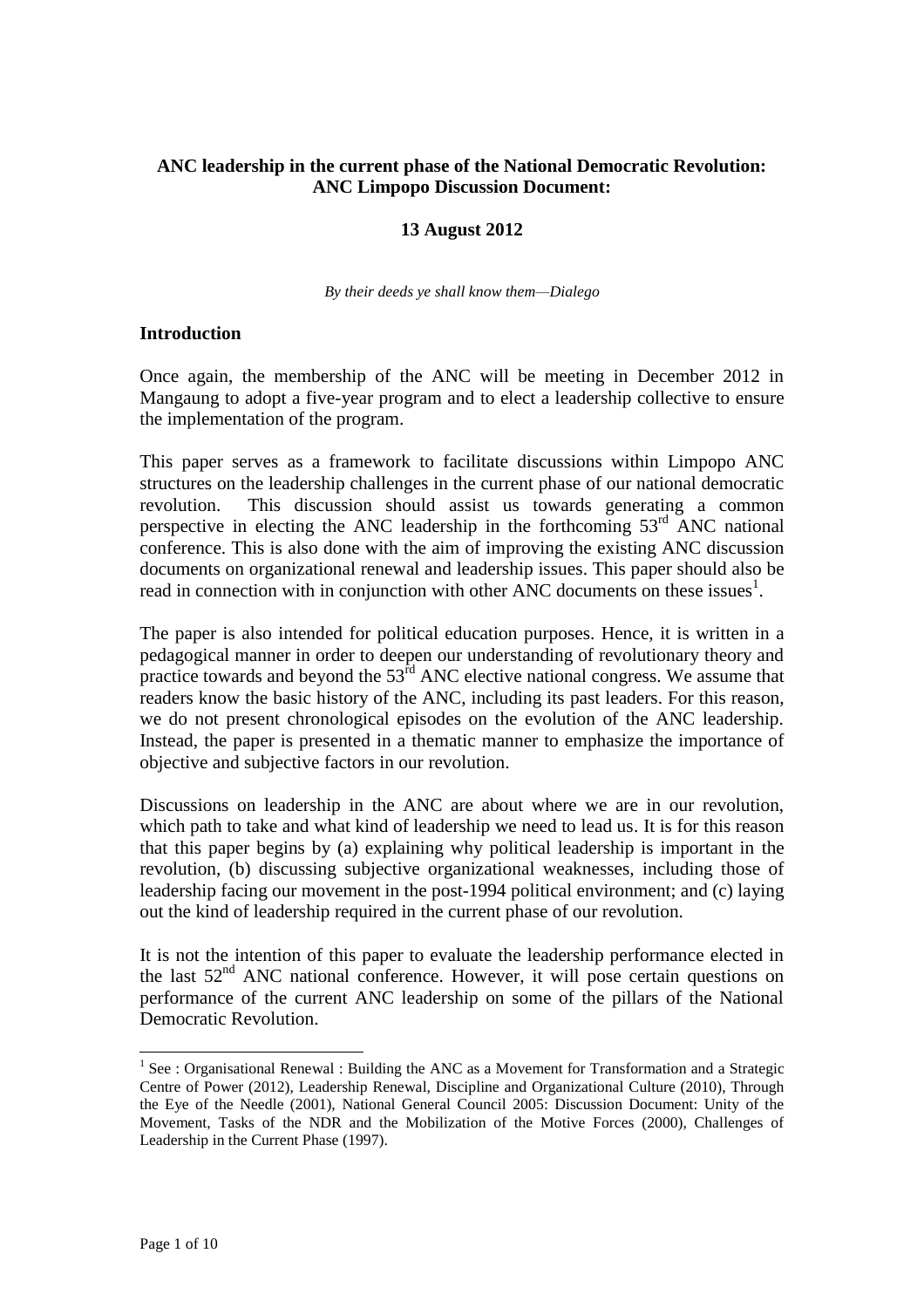**ANC leadership in the current phase of the National Democratic Revolution: ANC Limpopo Discussion Document:**

**13 August 2012**

*By their deeds ye shall know them—Dialego*

## Introduction

Once again, the membership of the ANC will be meeting in December 2012 in Mangaung to adopt a five-year program and to elect a leadership collective to ensure the implementation of the program.

This paper serves as a framework to facilitate discussions within Limpopo ANC structures on the leadership challenges in the current phase of our national democratic revolution. This discussion should assist us towards generating a common perspective in electing the ANC leadership in the forthcoming 53rd ANC national conference. This is also done with the aim of improving the existing ANC discussion documents on organizational renewal and leadership issues. This paper should also be read in connection with in conjunction with other ANC documents on these issues[1].

The paper is also intended for political education purposes. Hence, it is written in a pedagogical manner in order to deepen our understanding of revolutionary theory and practice towards and beyond the 53rd ANC elective national congress. We assume that readers know the basic history of the ANC, including its past leaders. For this reason, we do not present chronological episodes on the evolution of the ANC leadership. Instead, the paper is presented in a thematic manner to emphasize the importance of objective and subjective factors in our revolution.

Discussions on leadership in the ANC are about where we are in our revolution, which path to take and what kind of leadership we need to lead us. It is for this reason that this paper begins by (a) explaining why political leadership is important in the revolution, (b) discussing subjective organizational weaknesses, including those of leadership facing our movement in the post-1994 political environment; and (c) laying out the kind of leadership required in the current phase of our revolution.

It is not the intention of this paper to evaluate the leadership performance elected in the last 52nd ANC national conference. However, it will pose certain questions on performance of the current ANC leadership on some of the pillars of the National Democratic Revolution.

[1] See : Organisational Renewal : Building the ANC as a Movement for Transformation and a Strategic Centre of Power (2012), Leadership Renewal, Discipline and Organizational Culture (2010), Through the Eye of the Needle (2001), National General Council 2005: Discussion Document: Unity of the Movement, Tasks of the NDR and the Mobilization of the Motive Forces (2000), Challenges of Leadership in the Current Phase (1997).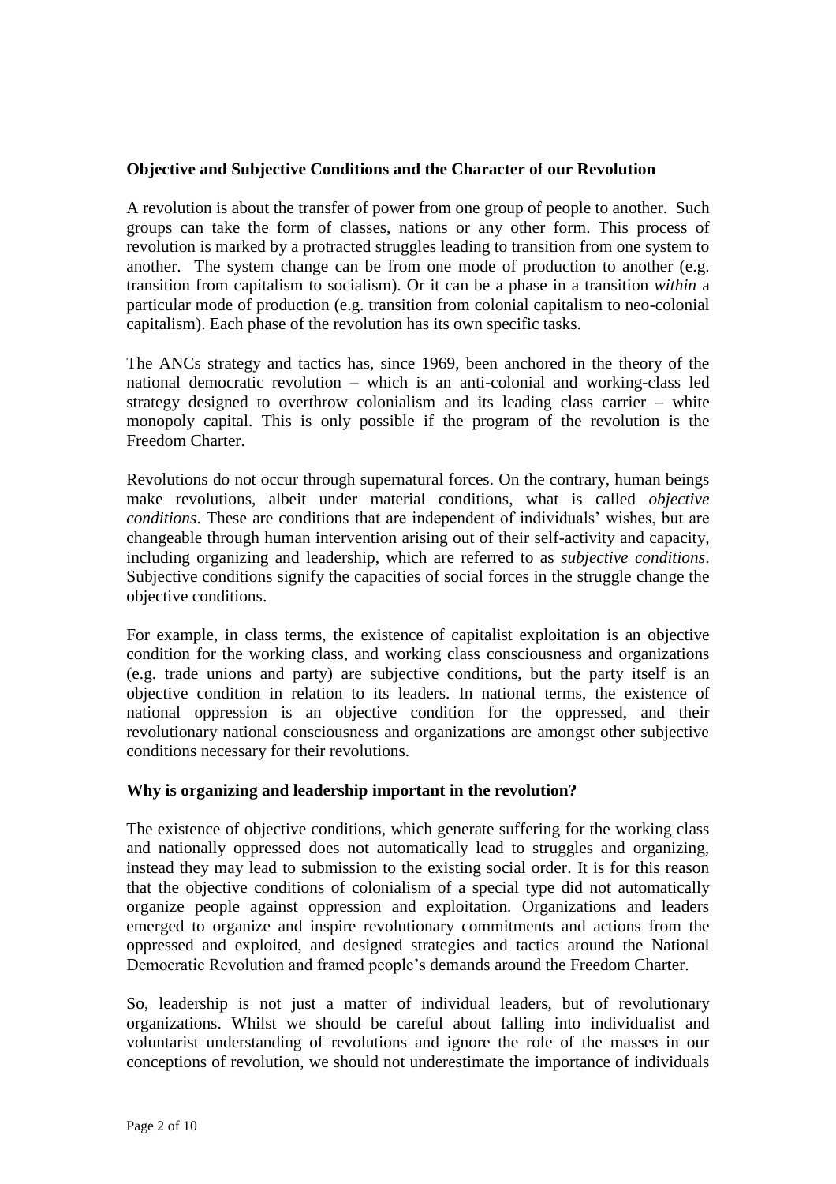**Objective and Subjective Conditions and the Character of our Revolution**

A revolution is about the transfer of power from one group of people to another. Such groups can take the form of classes, nations or any other form. This process of revolution is marked by a protracted struggles leading to transition from one system to another. The system change can be from one mode of production to another (e.g. transition from capitalism to socialism). Or it can be a phase in a transition *within* a particular mode of production (e.g. transition from colonial capitalism to neo-colonial capitalism). Each phase of the revolution has its own specific tasks.

The ANCs strategy and tactics has, since 1969, been anchored in the theory of the national democratic revolution – which is an anti-colonial and working-class led strategy designed to overthrow colonialism and its leading class carrier – white monopoly capital. This is only possible if the program of the revolution is the Freedom Charter.

Revolutions do not occur through supernatural forces. On the contrary, human beings make revolutions, albeit under material conditions, what is called *objective conditions*. These are conditions that are independent of individuals' wishes, but are changeable through human intervention arising out of their self-activity and capacity, including organizing and leadership, which are referred to as *subjective conditions*. Subjective conditions signify the capacities of social forces in the struggle change the objective conditions.

For example, in class terms, the existence of capitalist exploitation is an objective condition for the working class, and working class consciousness and organizations (e.g. trade unions and party) are subjective conditions, but the party itself is an objective condition in relation to its leaders. In national terms, the existence of national oppression is an objective condition for the oppressed, and their revolutionary national consciousness and organizations are amongst other subjective conditions necessary for their revolutions.

**Why is organizing and leadership important in the revolution?**

The existence of objective conditions, which generate suffering for the working class and nationally oppressed does not automatically lead to struggles and organizing, instead they may lead to submission to the existing social order. It is for this reason that the objective conditions of colonialism of a special type did not automatically organize people against oppression and exploitation. Organizations and leaders emerged to organize and inspire revolutionary commitments and actions from the oppressed and exploited, and designed strategies and tactics around the National Democratic Revolution and framed people's demands around the Freedom Charter.

So, leadership is not just a matter of individual leaders, but of revolutionary organizations. Whilst we should be careful about falling into individualist and voluntarist understanding of revolutions and ignore the role of the masses in our conceptions of revolution, we should not underestimate the importance of individuals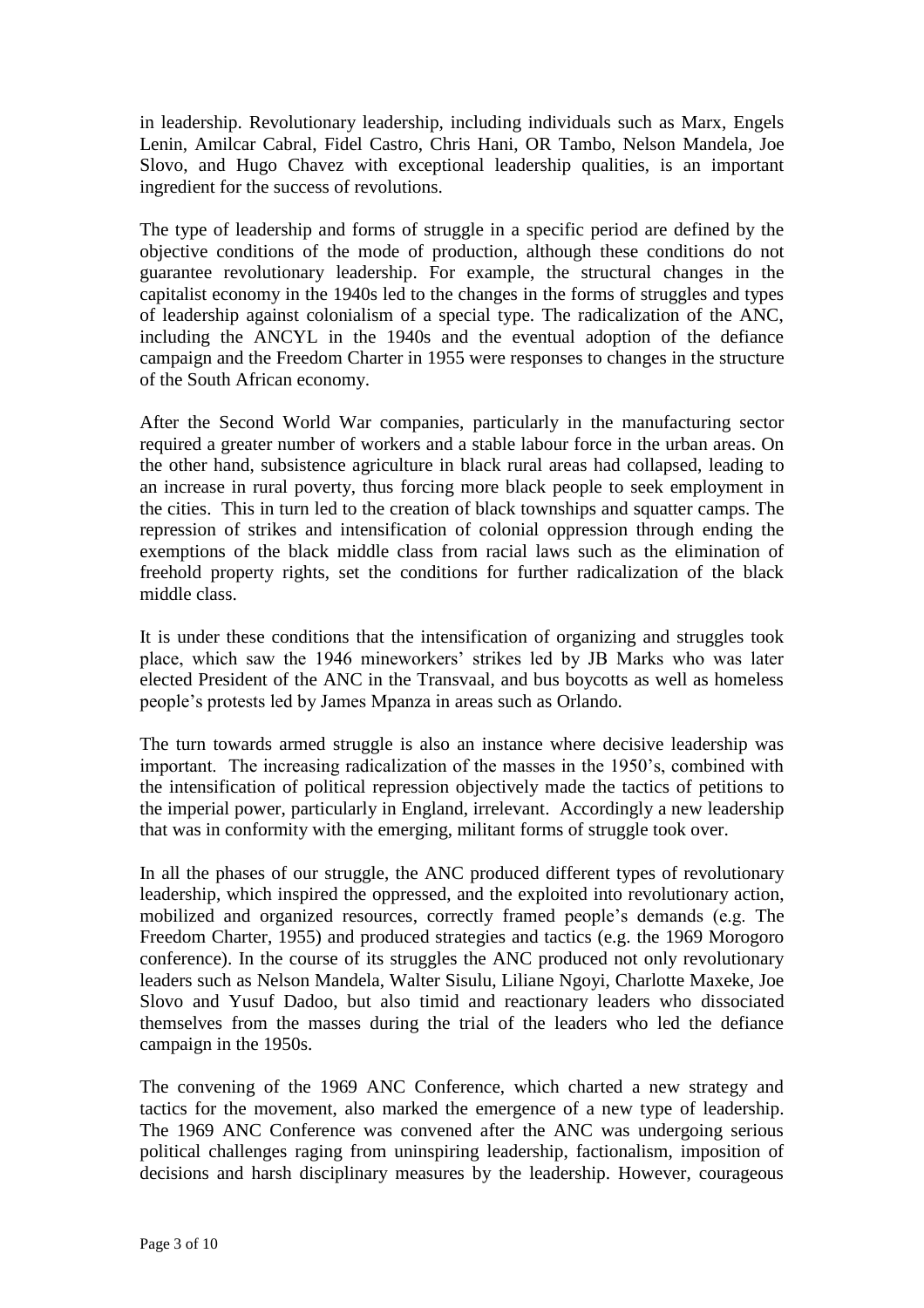in leadership. Revolutionary leadership, including individuals such as Marx, Engels Lenin, Amilcar Cabral, Fidel Castro, Chris Hani, OR Tambo, Nelson Mandela, Joe Slovo, and Hugo Chavez with exceptional leadership qualities, is an important ingredient for the success of revolutions.

The type of leadership and forms of struggle in a specific period are defined by the objective conditions of the mode of production, although these conditions do not guarantee revolutionary leadership. For example, the structural changes in the capitalist economy in the 1940s led to the changes in the forms of struggles and types of leadership against colonialism of a special type. The radicalization of the ANC, including the ANCYL in the 1940s and the eventual adoption of the defiance campaign and the Freedom Charter in 1955 were responses to changes in the structure of the South African economy.

After the Second World War companies, particularly in the manufacturing sector required a greater number of workers and a stable labour force in the urban areas. On the other hand, subsistence agriculture in black rural areas had collapsed, leading to an increase in rural poverty, thus forcing more black people to seek employment in the cities. This in turn led to the creation of black townships and squatter camps. The repression of strikes and intensification of colonial oppression through ending the exemptions of the black middle class from racial laws such as the elimination of freehold property rights, set the conditions for further radicalization of the black middle class.

It is under these conditions that the intensification of organizing and struggles took place, which saw the 1946 mineworkers' strikes led by JB Marks who was later elected President of the ANC in the Transvaal, and bus boycotts as well as homeless people's protests led by James Mpanza in areas such as Orlando.

The turn towards armed struggle is also an instance where decisive leadership was important. The increasing radicalization of the masses in the 1950's, combined with the intensification of political repression objectively made the tactics of petitions to the imperial power, particularly in England, irrelevant. Accordingly a new leadership that was in conformity with the emerging, militant forms of struggle took over.

In all the phases of our struggle, the ANC produced different types of revolutionary leadership, which inspired the oppressed, and the exploited into revolutionary action, mobilized and organized resources, correctly framed people's demands (e.g. The Freedom Charter, 1955) and produced strategies and tactics (e.g. the 1969 Morogoro conference). In the course of its struggles the ANC produced not only revolutionary leaders such as Nelson Mandela, Walter Sisulu, Liliane Ngoyi, Charlotte Maxeke, Joe Slovo and Yusuf Dadoo, but also timid and reactionary leaders who dissociated themselves from the masses during the trial of the leaders who led the defiance campaign in the 1950s.

The convening of the 1969 ANC Conference, which charted a new strategy and tactics for the movement, also marked the emergence of a new type of leadership. The 1969 ANC Conference was convened after the ANC was undergoing serious political challenges raging from uninspiring leadership, factionalism, imposition of decisions and harsh disciplinary measures by the leadership. However, courageous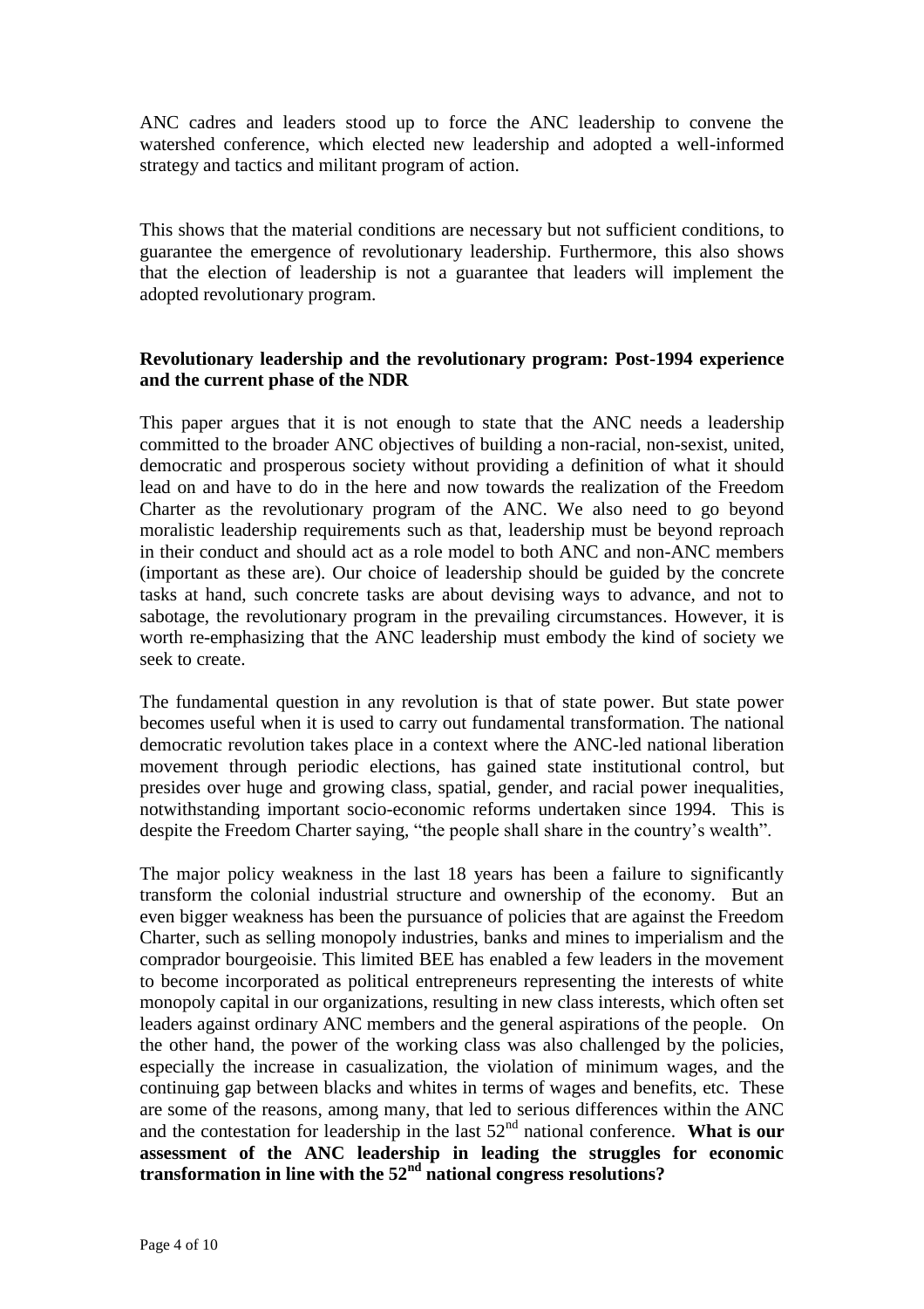ANC cadres and leaders stood up to force the ANC leadership to convene the watershed conference, which elected new leadership and adopted a well-informed strategy and tactics and militant program of action.

This shows that the material conditions are necessary but not sufficient conditions, to guarantee the emergence of revolutionary leadership. Furthermore, this also shows that the election of leadership is not a guarantee that leaders will implement the adopted revolutionary program.

**Revolutionary leadership and the revolutionary program: Post-1994 experience and the current phase of the NDR**

This paper argues that it is not enough to state that the ANC needs a leadership committed to the broader ANC objectives of building a non-racial, non-sexist, united, democratic and prosperous society without providing a definition of what it should lead on and have to do in the here and now towards the realization of the Freedom Charter as the revolutionary program of the ANC. We also need to go beyond moralistic leadership requirements such as that, leadership must be beyond reproach in their conduct and should act as a role model to both ANC and non-ANC members (important as these are). Our choice of leadership should be guided by the concrete tasks at hand, such concrete tasks are about devising ways to advance, and not to sabotage, the revolutionary program in the prevailing circumstances. However, it is worth re-emphasizing that the ANC leadership must embody the kind of society we seek to create.

The fundamental question in any revolution is that of state power. But state power becomes useful when it is used to carry out fundamental transformation. The national democratic revolution takes place in a context where the ANC-led national liberation movement through periodic elections, has gained state institutional control, but presides over huge and growing class, spatial, gender, and racial power inequalities, notwithstanding important socio-economic reforms undertaken since 1994. This is despite the Freedom Charter saying, "the people shall share in the country's wealth".

The major policy weakness in the last 18 years has been a failure to significantly transform the colonial industrial structure and ownership of the economy. But an even bigger weakness has been the pursuance of policies that are against the Freedom Charter, such as selling monopoly industries, banks and mines to imperialism and the comprador bourgeoisie. This limited BEE has enabled a few leaders in the movement to become incorporated as political entrepreneurs representing the interests of white monopoly capital in our organizations, resulting in new class interests, which often set leaders against ordinary ANC members and the general aspirations of the people. On the other hand, the power of the working class was also challenged by the policies, especially the increase in casualization, the violation of minimum wages, and the continuing gap between blacks and whites in terms of wages and benefits, etc. These are some of the reasons, among many, that led to serious differences within the ANC and the contestation for leadership in the last 52nd national conference. **What is our assessment of the ANC leadership in leading the struggles for economic transformation in line with the 52nd national congress resolutions?**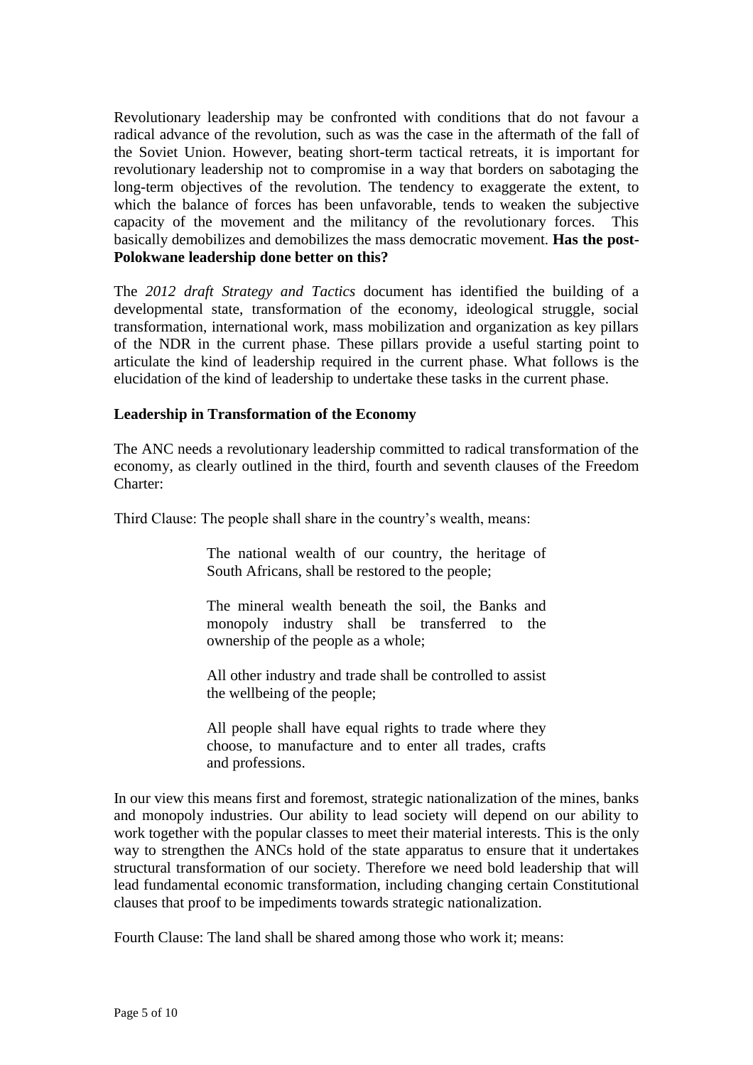Revolutionary leadership may be confronted with conditions that do not favour a radical advance of the revolution, such as was the case in the aftermath of the fall of the Soviet Union. However, beating short-term tactical retreats, it is important for revolutionary leadership not to compromise in a way that borders on sabotaging the long-term objectives of the revolution. The tendency to exaggerate the extent, to which the balance of forces has been unfavorable, tends to weaken the subjective capacity of the movement and the militancy of the revolutionary forces. This basically demobilizes and demobilizes the mass democratic movement. **Has the post-Polokwane leadership done better on this?**

The *2012 draft Strategy and Tactics* document has identified the building of a developmental state, transformation of the economy, ideological struggle, social transformation, international work, mass mobilization and organization as key pillars of the NDR in the current phase. These pillars provide a useful starting point to articulate the kind of leadership required in the current phase. What follows is the elucidation of the kind of leadership to undertake these tasks in the current phase.

**Leadership in Transformation of the Economy**

The ANC needs a revolutionary leadership committed to radical transformation of the economy, as clearly outlined in the third, fourth and seventh clauses of the Freedom Charter:

Third Clause: The people shall share in the country's wealth, means:

> The national wealth of our country, the heritage of South Africans, shall be restored to the people;
>
> The mineral wealth beneath the soil, the Banks and monopoly industry shall be transferred to the ownership of the people as a whole;
>
> All other industry and trade shall be controlled to assist the wellbeing of the people;
>
> All people shall have equal rights to trade where they choose, to manufacture and to enter all trades, crafts and professions.

In our view this means first and foremost, strategic nationalization of the mines, banks and monopoly industries. Our ability to lead society will depend on our ability to work together with the popular classes to meet their material interests. This is the only way to strengthen the ANCs hold of the state apparatus to ensure that it undertakes structural transformation of our society. Therefore we need bold leadership that will lead fundamental economic transformation, including changing certain Constitutional clauses that proof to be impediments towards strategic nationalization.

Fourth Clause: The land shall be shared among those who work it; means: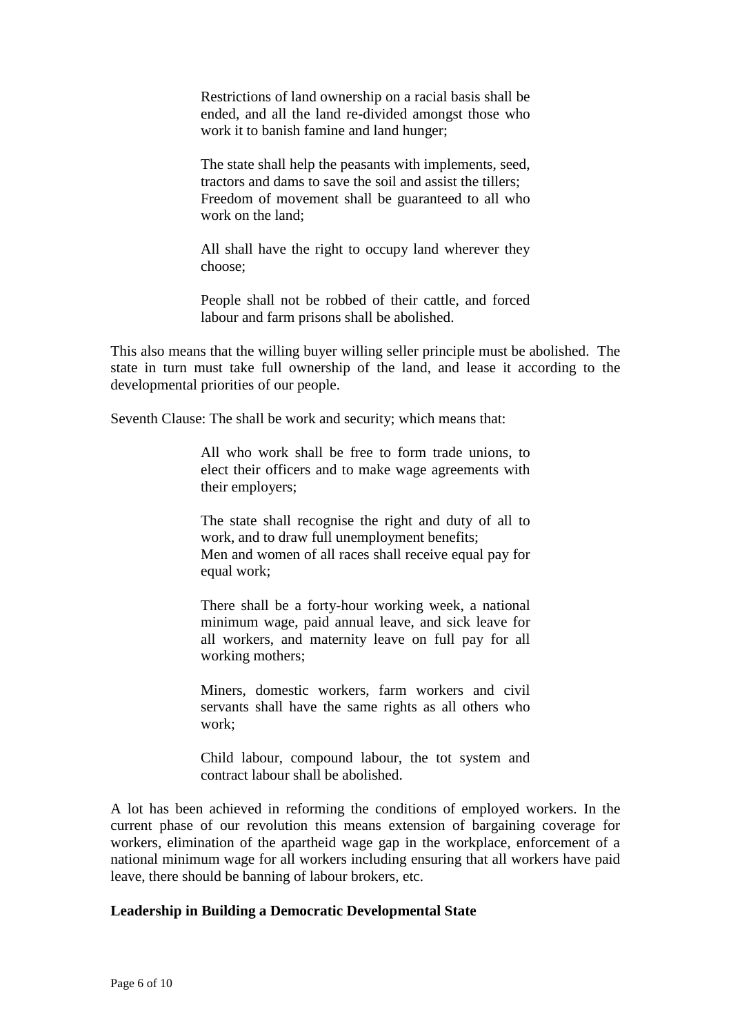> Restrictions of land ownership on a racial basis shall be ended, and all the land re-divided amongst those who work it to banish famine and land hunger;
>
> The state shall help the peasants with implements, seed, tractors and dams to save the soil and assist the tillers;
> Freedom of movement shall be guaranteed to all who work on the land;
>
> All shall have the right to occupy land wherever they choose;
>
> People shall not be robbed of their cattle, and forced labour and farm prisons shall be abolished.

This also means that the willing buyer willing seller principle must be abolished. The state in turn must take full ownership of the land, and lease it according to the developmental priorities of our people.

Seventh Clause: The shall be work and security; which means that:

> All who work shall be free to form trade unions, to elect their officers and to make wage agreements with their employers;
>
> The state shall recognise the right and duty of all to work, and to draw full unemployment benefits;
> Men and women of all races shall receive equal pay for equal work;
>
> There shall be a forty-hour working week, a national minimum wage, paid annual leave, and sick leave for all workers, and maternity leave on full pay for all working mothers;
>
> Miners, domestic workers, farm workers and civil servants shall have the same rights as all others who work;
>
> Child labour, compound labour, the tot system and contract labour shall be abolished.

A lot has been achieved in reforming the conditions of employed workers. In the current phase of our revolution this means extension of bargaining coverage for workers, elimination of the apartheid wage gap in the workplace, enforcement of a national minimum wage for all workers including ensuring that all workers have paid leave, there should be banning of labour brokers, etc.

**Leadership in Building a Democratic Developmental State**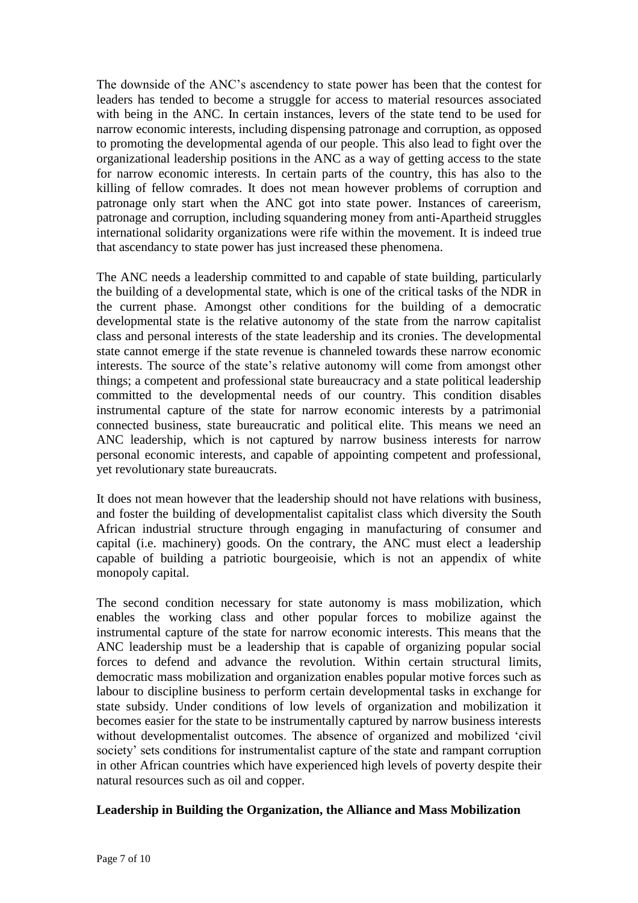The downside of the ANC's ascendency to state power has been that the contest for leaders has tended to become a struggle for access to material resources associated with being in the ANC. In certain instances, levers of the state tend to be used for narrow economic interests, including dispensing patronage and corruption, as opposed to promoting the developmental agenda of our people. This also lead to fight over the organizational leadership positions in the ANC as a way of getting access to the state for narrow economic interests. In certain parts of the country, this has also to the killing of fellow comrades. It does not mean however problems of corruption and patronage only start when the ANC got into state power. Instances of careerism, patronage and corruption, including squandering money from anti-Apartheid struggles international solidarity organizations were rife within the movement. It is indeed true that ascendancy to state power has just increased these phenomena.

The ANC needs a leadership committed to and capable of state building, particularly the building of a developmental state, which is one of the critical tasks of the NDR in the current phase. Amongst other conditions for the building of a democratic developmental state is the relative autonomy of the state from the narrow capitalist class and personal interests of the state leadership and its cronies. The developmental state cannot emerge if the state revenue is channeled towards these narrow economic interests. The source of the state's relative autonomy will come from amongst other things; a competent and professional state bureaucracy and a state political leadership committed to the developmental needs of our country. This condition disables instrumental capture of the state for narrow economic interests by a patrimonial connected business, state bureaucratic and political elite. This means we need an ANC leadership, which is not captured by narrow business interests for narrow personal economic interests, and capable of appointing competent and professional, yet revolutionary state bureaucrats.

It does not mean however that the leadership should not have relations with business, and foster the building of developmentalist capitalist class which diversity the South African industrial structure through engaging in manufacturing of consumer and capital (i.e. machinery) goods. On the contrary, the ANC must elect a leadership capable of building a patriotic bourgeoisie, which is not an appendix of white monopoly capital.

The second condition necessary for state autonomy is mass mobilization, which enables the working class and other popular forces to mobilize against the instrumental capture of the state for narrow economic interests. This means that the ANC leadership must be a leadership that is capable of organizing popular social forces to defend and advance the revolution. Within certain structural limits, democratic mass mobilization and organization enables popular motive forces such as labour to discipline business to perform certain developmental tasks in exchange for state subsidy. Under conditions of low levels of organization and mobilization it becomes easier for the state to be instrumentally captured by narrow business interests without developmentalist outcomes. The absence of organized and mobilized 'civil society' sets conditions for instrumentalist capture of the state and rampant corruption in other African countries which have experienced high levels of poverty despite their natural resources such as oil and copper.

**Leadership in Building the Organization, the Alliance and Mass Mobilization**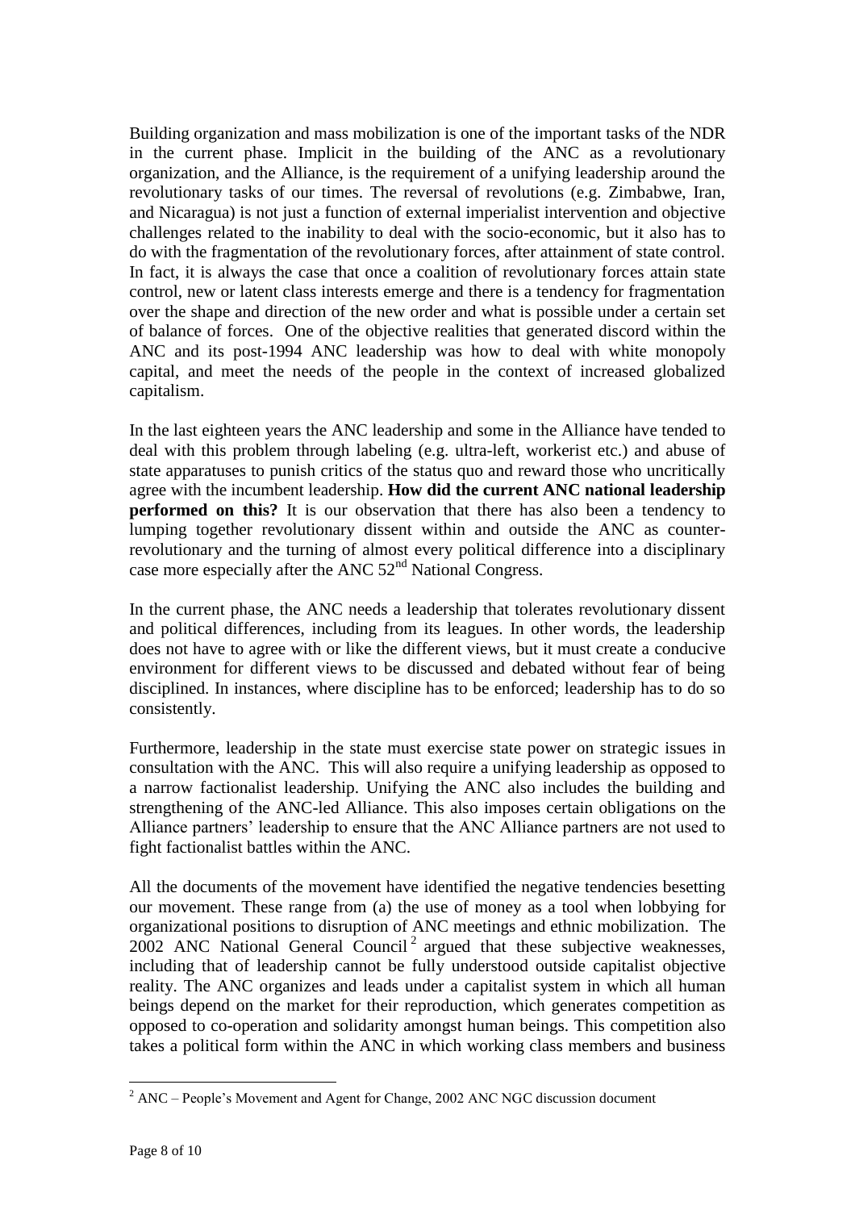Building organization and mass mobilization is one of the important tasks of the NDR in the current phase. Implicit in the building of the ANC as a revolutionary organization, and the Alliance, is the requirement of a unifying leadership around the revolutionary tasks of our times. The reversal of revolutions (e.g. Zimbabwe, Iran, and Nicaragua) is not just a function of external imperialist intervention and objective challenges related to the inability to deal with the socio-economic, but it also has to do with the fragmentation of the revolutionary forces, after attainment of state control. In fact, it is always the case that once a coalition of revolutionary forces attain state control, new or latent class interests emerge and there is a tendency for fragmentation over the shape and direction of the new order and what is possible under a certain set of balance of forces. One of the objective realities that generated discord within the ANC and its post-1994 ANC leadership was how to deal with white monopoly capital, and meet the needs of the people in the context of increased globalized capitalism.

In the last eighteen years the ANC leadership and some in the Alliance have tended to deal with this problem through labeling (e.g. ultra-left, workerist etc.) and abuse of state apparatuses to punish critics of the status quo and reward those who uncritically agree with the incumbent leadership. **How did the current ANC national leadership performed on this?** It is our observation that there has also been a tendency to lumping together revolutionary dissent within and outside the ANC as counter-revolutionary and the turning of almost every political difference into a disciplinary case more especially after the ANC 52nd National Congress.

In the current phase, the ANC needs a leadership that tolerates revolutionary dissent and political differences, including from its leagues. In other words, the leadership does not have to agree with or like the different views, but it must create a conducive environment for different views to be discussed and debated without fear of being disciplined. In instances, where discipline has to be enforced; leadership has to do so consistently.

Furthermore, leadership in the state must exercise state power on strategic issues in consultation with the ANC. This will also require a unifying leadership as opposed to a narrow factionalist leadership. Unifying the ANC also includes the building and strengthening of the ANC-led Alliance. This also imposes certain obligations on the Alliance partners' leadership to ensure that the ANC Alliance partners are not used to fight factionalist battles within the ANC.

All the documents of the movement have identified the negative tendencies besetting our movement. These range from (a) the use of money as a tool when lobbying for organizational positions to disruption of ANC meetings and ethnic mobilization. The 2002 ANC National General Council[2] argued that these subjective weaknesses, including that of leadership cannot be fully understood outside capitalist objective reality. The ANC organizes and leads under a capitalist system in which all human beings depend on the market for their reproduction, which generates competition as opposed to co-operation and solidarity amongst human beings. This competition also takes a political form within the ANC in which working class members and business

---

[2] ANC – People's Movement and Agent for Change, 2002 ANC NGC discussion document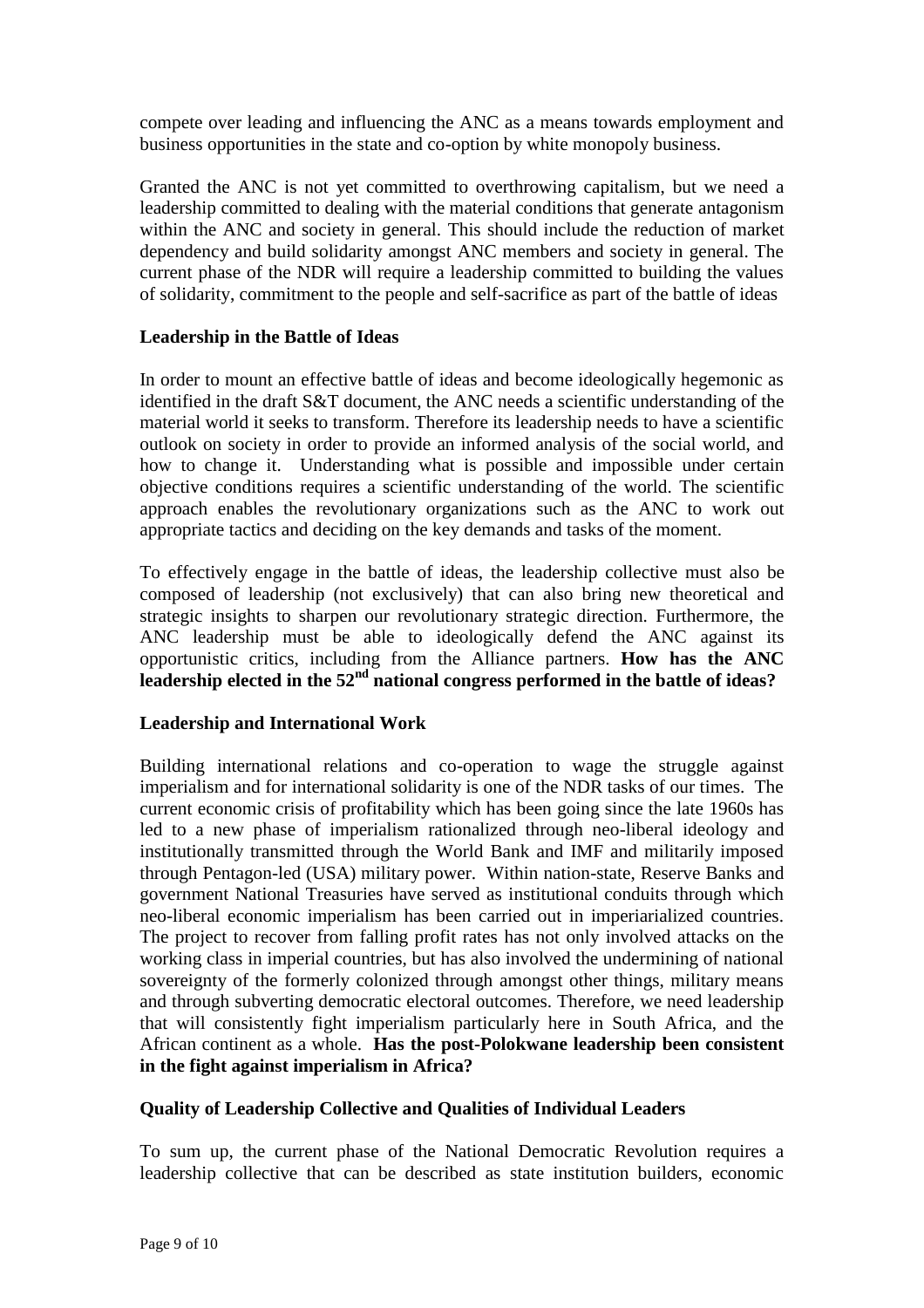compete over leading and influencing the ANC as a means towards employment and business opportunities in the state and co-option by white monopoly business.

Granted the ANC is not yet committed to overthrowing capitalism, but we need a leadership committed to dealing with the material conditions that generate antagonism within the ANC and society in general. This should include the reduction of market dependency and build solidarity amongst ANC members and society in general. The current phase of the NDR will require a leadership committed to building the values of solidarity, commitment to the people and self-sacrifice as part of the battle of ideas

**Leadership in the Battle of Ideas**

In order to mount an effective battle of ideas and become ideologically hegemonic as identified in the draft S&T document, the ANC needs a scientific understanding of the material world it seeks to transform. Therefore its leadership needs to have a scientific outlook on society in order to provide an informed analysis of the social world, and how to change it. Understanding what is possible and impossible under certain objective conditions requires a scientific understanding of the world. The scientific approach enables the revolutionary organizations such as the ANC to work out appropriate tactics and deciding on the key demands and tasks of the moment.

To effectively engage in the battle of ideas, the leadership collective must also be composed of leadership (not exclusively) that can also bring new theoretical and strategic insights to sharpen our revolutionary strategic direction. Furthermore, the ANC leadership must be able to ideologically defend the ANC against its opportunistic critics, including from the Alliance partners. **How has the ANC leadership elected in the 52nd national congress performed in the battle of ideas?**

**Leadership and International Work**

Building international relations and co-operation to wage the struggle against imperialism and for international solidarity is one of the NDR tasks of our times. The current economic crisis of profitability which has been going since the late 1960s has led to a new phase of imperialism rationalized through neo-liberal ideology and institutionally transmitted through the World Bank and IMF and militarily imposed through Pentagon-led (USA) military power. Within nation-state, Reserve Banks and government National Treasuries have served as institutional conduits through which neo-liberal economic imperialism has been carried out in imperiarialized countries. The project to recover from falling profit rates has not only involved attacks on the working class in imperial countries, but has also involved the undermining of national sovereignty of the formerly colonized through amongst other things, military means and through subverting democratic electoral outcomes. Therefore, we need leadership that will consistently fight imperialism particularly here in South Africa, and the African continent as a whole. **Has the post-Polokwane leadership been consistent in the fight against imperialism in Africa?**

**Quality of Leadership Collective and Qualities of Individual Leaders**

To sum up, the current phase of the National Democratic Revolution requires a leadership collective that can be described as state institution builders, economic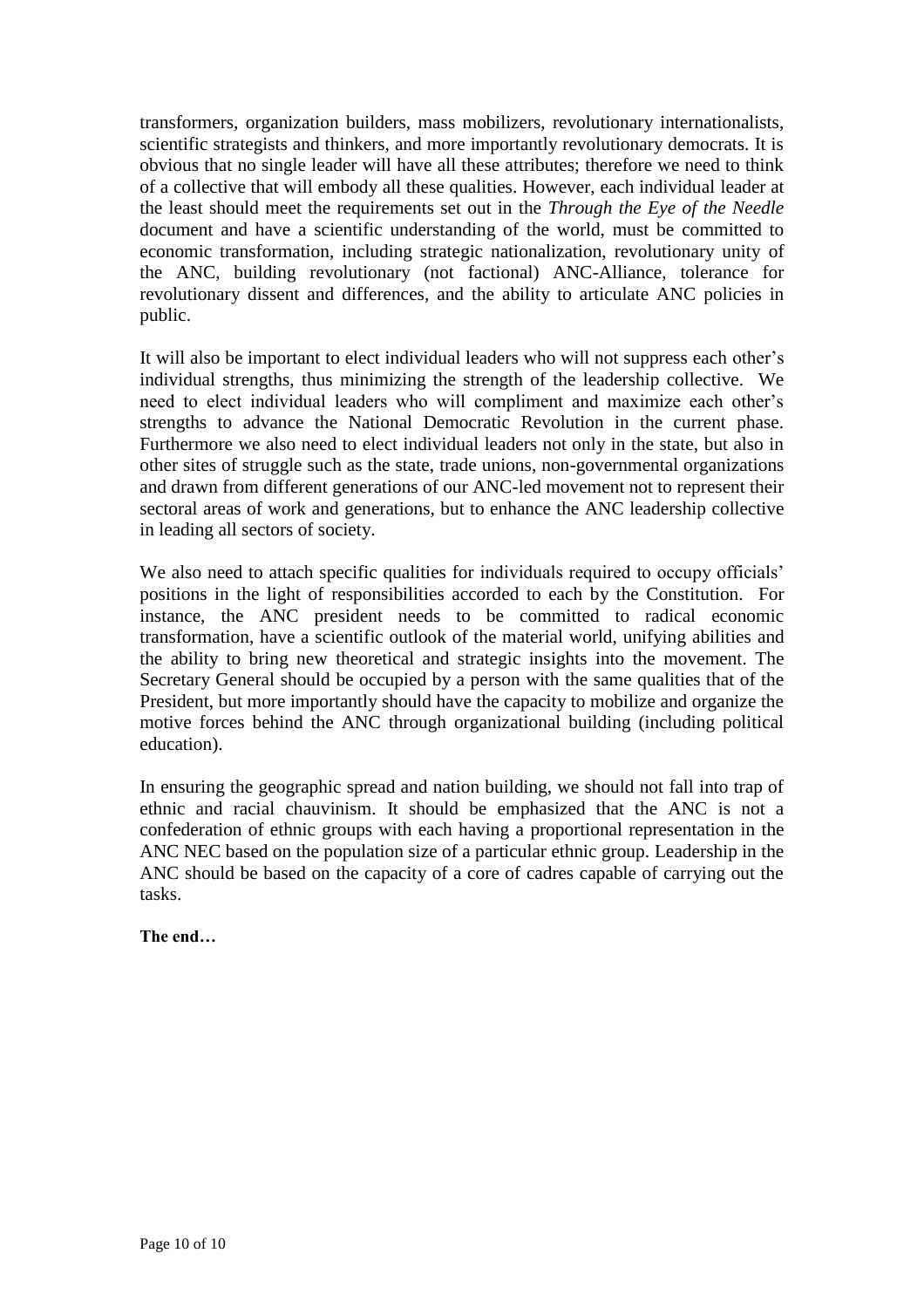transformers, organization builders, mass mobilizers, revolutionary internationalists, scientific strategists and thinkers, and more importantly revolutionary democrats. It is obvious that no single leader will have all these attributes; therefore we need to think of a collective that will embody all these qualities. However, each individual leader at the least should meet the requirements set out in the *Through the Eye of the Needle* document and have a scientific understanding of the world, must be committed to economic transformation, including strategic nationalization, revolutionary unity of the ANC, building revolutionary (not factional) ANC-Alliance, tolerance for revolutionary dissent and differences, and the ability to articulate ANC policies in public.

It will also be important to elect individual leaders who will not suppress each other's individual strengths, thus minimizing the strength of the leadership collective. We need to elect individual leaders who will compliment and maximize each other's strengths to advance the National Democratic Revolution in the current phase. Furthermore we also need to elect individual leaders not only in the state, but also in other sites of struggle such as the state, trade unions, non-governmental organizations and drawn from different generations of our ANC-led movement not to represent their sectoral areas of work and generations, but to enhance the ANC leadership collective in leading all sectors of society.

We also need to attach specific qualities for individuals required to occupy officials' positions in the light of responsibilities accorded to each by the Constitution. For instance, the ANC president needs to be committed to radical economic transformation, have a scientific outlook of the material world, unifying abilities and the ability to bring new theoretical and strategic insights into the movement. The Secretary General should be occupied by a person with the same qualities that of the President, but more importantly should have the capacity to mobilize and organize the motive forces behind the ANC through organizational building (including political education).

In ensuring the geographic spread and nation building, we should not fall into trap of ethnic and racial chauvinism. It should be emphasized that the ANC is not a confederation of ethnic groups with each having a proportional representation in the ANC NEC based on the population size of a particular ethnic group. Leadership in the ANC should be based on the capacity of a core of cadres capable of carrying out the tasks.

**The end…**